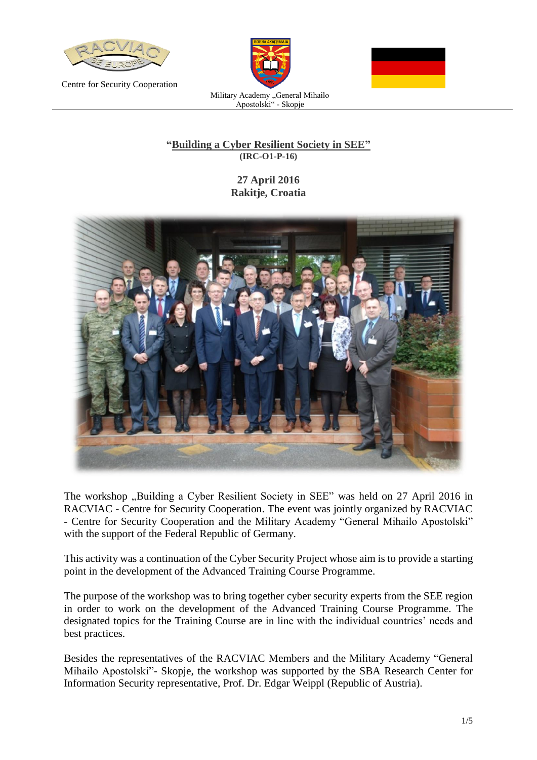Centre for Security Cooperation

Military Academy „General Mihailo Apostolski" - Skopje

# "Building a Cyber Resilient Society in SEE"

**(IRC-O1-P-16)**

**27 April 2016**
**Rakitje, Croatia**

The workshop „Building a Cyber Resilient Society in SEE" was held on 27 April 2016 in RACVIAC - Centre for Security Cooperation. The event was jointly organized by RACVIAC - Centre for Security Cooperation and the Military Academy "General Mihailo Apostolski" with the support of the Federal Republic of Germany.

This activity was a continuation of the Cyber Security Project whose aim is to provide a starting point in the development of the Advanced Training Course Programme.

The purpose of the workshop was to bring together cyber security experts from the SEE region in order to work on the development of the Advanced Training Course Programme. The designated topics for the Training Course are in line with the individual countries' needs and best practices.

Besides the representatives of the RACVIAC Members and the Military Academy "General Mihailo Apostolski"- Skopje, the workshop was supported by the SBA Research Center for Information Security representative, Prof. Dr. Edgar Weippl (Republic of Austria).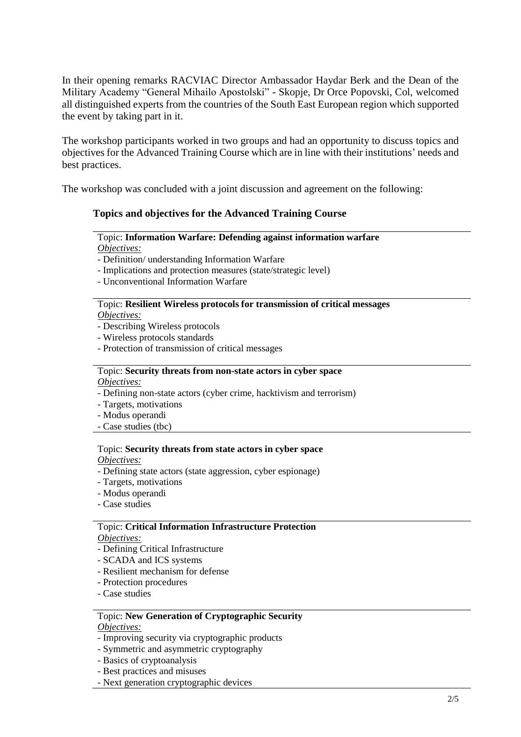In their opening remarks RACVIAC Director Ambassador Haydar Berk and the Dean of the Military Academy "General Mihailo Apostolski" - Skopje, Dr Orce Popovski, Col, welcomed all distinguished experts from the countries of the South East European region which supported the event by taking part in it.

The workshop participants worked in two groups and had an opportunity to discuss topics and objectives for the Advanced Training Course which are in line with their institutions' needs and best practices.

The workshop was concluded with a joint discussion and agreement on the following:

### Topics and objectives for the Advanced Training Course

Topic: **Information Warfare: Defending against information warfare**
*Objectives:*
- Definition/ understanding Information Warfare
- Implications and protection measures (state/strategic level)
- Unconventional Information Warfare

Topic: **Resilient Wireless protocols for transmission of critical messages**
*Objectives:*
- Describing Wireless protocols
- Wireless protocols standards
- Protection of transmission of critical messages

Topic: **Security threats from non-state actors in cyber space**
*Objectives:*
- Defining non-state actors (cyber crime, hacktivism and terrorism)
- Targets, motivations
- Modus operandi
- Case studies (tbc)

Topic: **Security threats from state actors in cyber space**
*Objectives:*
- Defining state actors (state aggression, cyber espionage)
- Targets, motivations
- Modus operandi
- Case studies

Topic: **Critical Information Infrastructure Protection**
*Objectives:*
- Defining Critical Infrastructure
- SCADA and ICS systems
- Resilient mechanism for defense
- Protection procedures
- Case studies

Topic: **New Generation of Cryptographic Security**
*Objectives:*
- Improving security via cryptographic products
- Symmetric and asymmetric cryptography
- Basics of cryptoanalysis
- Best practices and misuses
- Next generation cryptographic devices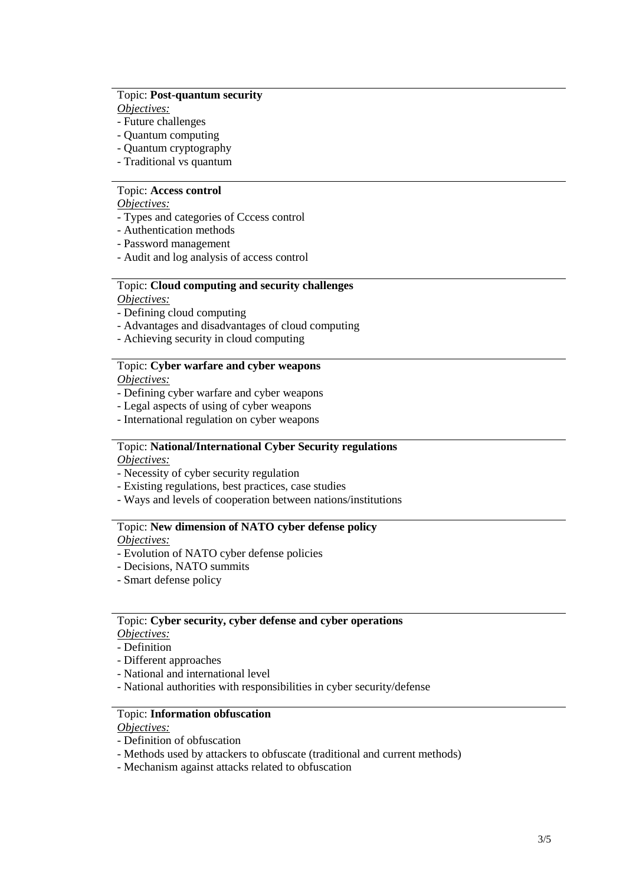Topic: **Post-quantum security**

*Objectives:*

- Future challenges
- Quantum computing
- Quantum cryptography
- Traditional vs quantum

---

Topic: **Access control**

*Objectives:*

- Types and categories of Cccess control
- Authentication methods
- Password management
- Audit and log analysis of access control

---

Topic: **Cloud computing and security challenges**

*Objectives:*

- Defining cloud computing
- Advantages and disadvantages of cloud computing
- Achieving security in cloud computing

---

Topic: **Cyber warfare and cyber weapons**

*Objectives:*

- Defining cyber warfare and cyber weapons
- Legal aspects of using of cyber weapons
- International regulation on cyber weapons

---

Topic: **National/International Cyber Security regulations**

*Objectives:*

- Necessity of cyber security regulation
- Existing regulations, best practices, case studies
- Ways and levels of cooperation between nations/institutions

---

Topic: **New dimension of NATO cyber defense policy**

*Objectives:*

- Evolution of NATO cyber defense policies
- Decisions, NATO summits
- Smart defense policy

---

Topic: **Cyber security, cyber defense and cyber operations**

*Objectives:*

- Definition
- Different approaches
- National and international level
- National authorities with responsibilities in cyber security/defense

---

Topic: **Information obfuscation**

*Objectives:*

- Definition of obfuscation
- Methods used by attackers to obfuscate (traditional and current methods)
- Mechanism against attacks related to obfuscation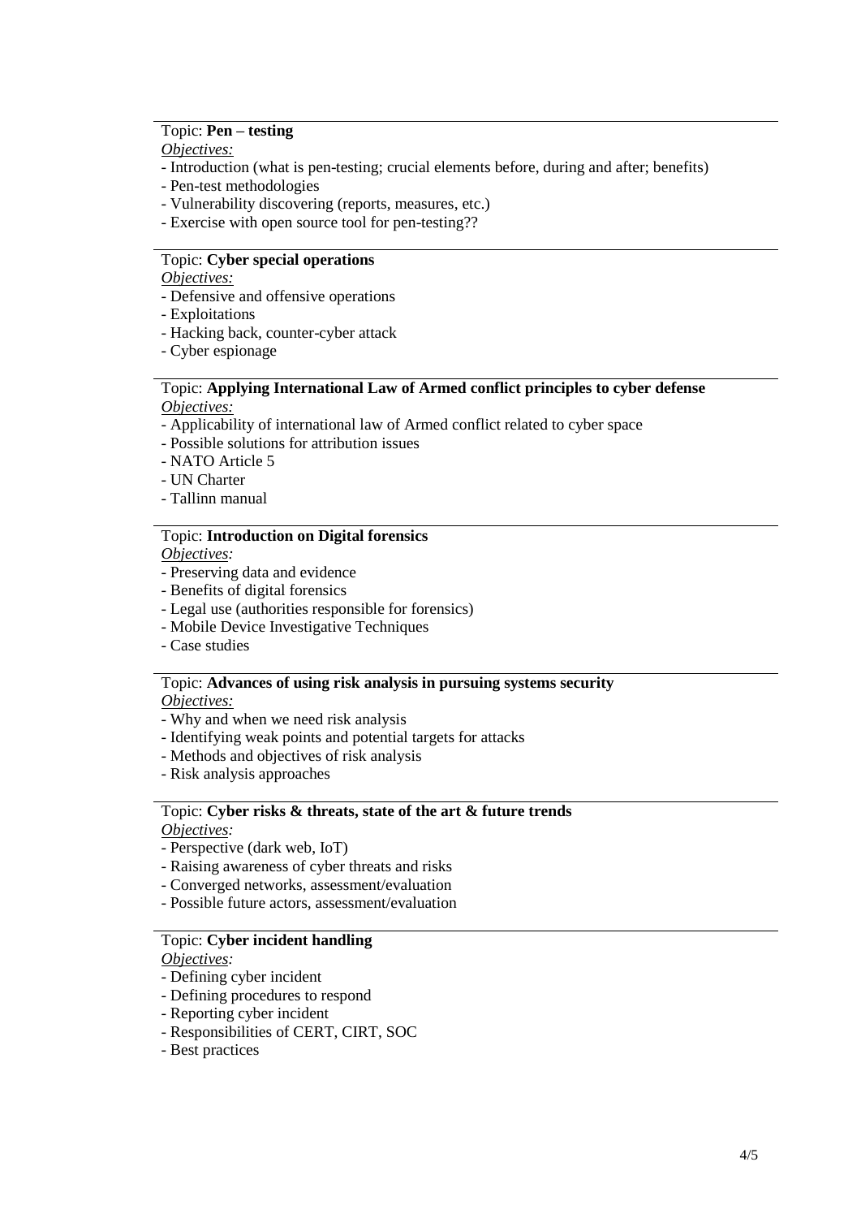Topic: **Pen – testing**

*Objectives:*

- Introduction (what is pen-testing; crucial elements before, during and after; benefits)
- Pen-test methodologies
- Vulnerability discovering (reports, measures, etc.)
- Exercise with open source tool for pen-testing??

---

Topic: **Cyber special operations**

*Objectives:*

- Defensive and offensive operations
- Exploitations
- Hacking back, counter-cyber attack
- Cyber espionage

---

Topic: **Applying International Law of Armed conflict principles to cyber defense**

*Objectives:*

- Applicability of international law of Armed conflict related to cyber space
- Possible solutions for attribution issues
- NATO Article 5
- UN Charter
- Tallinn manual

---

Topic: **Introduction on Digital forensics**

*Objectives:*

- Preserving data and evidence
- Benefits of digital forensics
- Legal use (authorities responsible for forensics)
- Mobile Device Investigative Techniques
- Case studies

---

Topic: **Advances of using risk analysis in pursuing systems security**

*Objectives:*

- Why and when we need risk analysis
- Identifying weak points and potential targets for attacks
- Methods and objectives of risk analysis
- Risk analysis approaches

---

Topic: **Cyber risks & threats, state of the art & future trends**

*Objectives:*

- Perspective (dark web, IoT)
- Raising awareness of cyber threats and risks
- Converged networks, assessment/evaluation
- Possible future actors, assessment/evaluation

---

Topic: **Cyber incident handling**

*Objectives:*

- Defining cyber incident
- Defining procedures to respond
- Reporting cyber incident
- Responsibilities of CERT, CIRT, SOC
- Best practices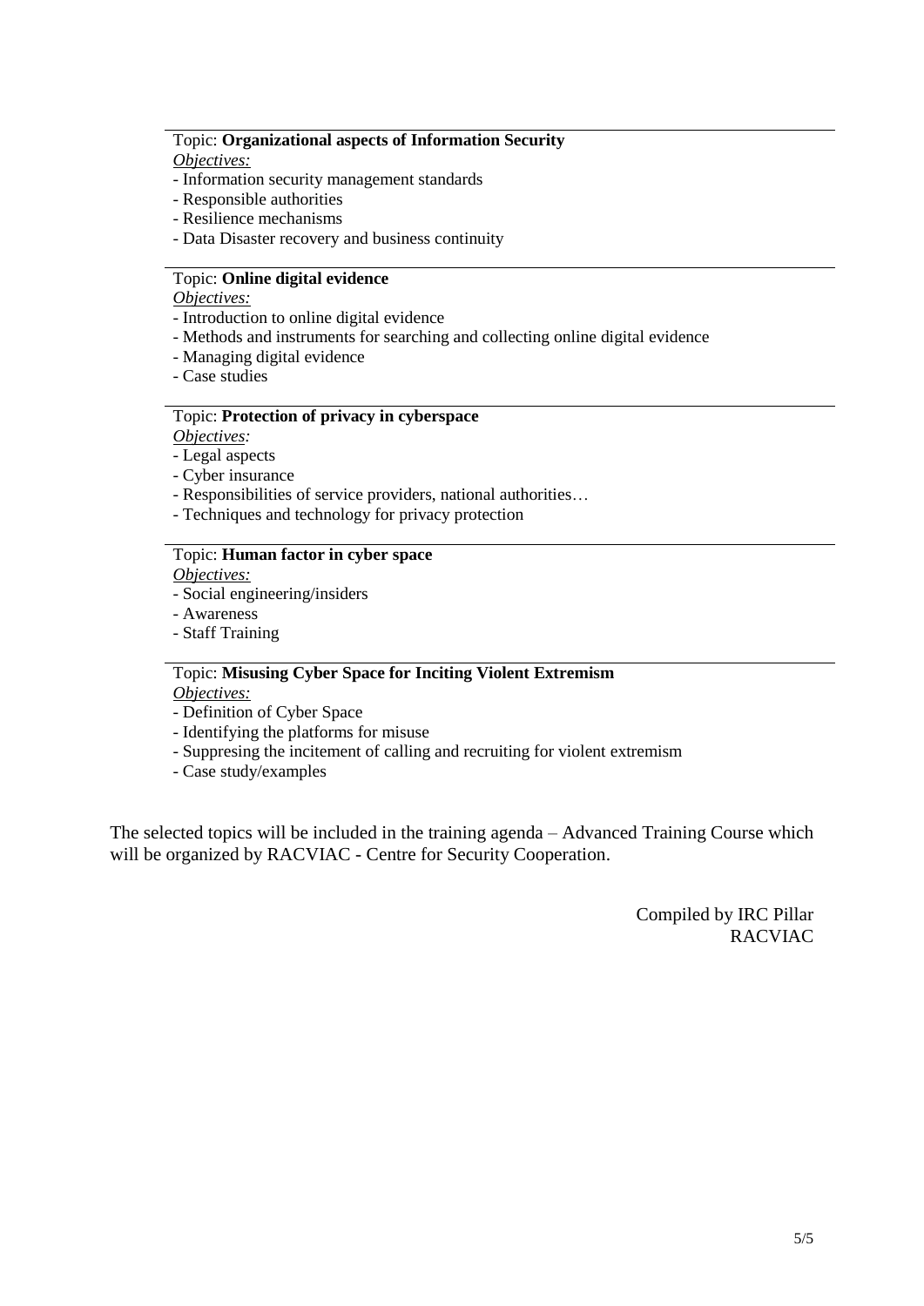Topic: **Organizational aspects of Information Security**

*Objectives:*

- Information security management standards
- Responsible authorities
- Resilience mechanisms
- Data Disaster recovery and business continuity

---

Topic: **Online digital evidence**

*Objectives:*

- Introduction to online digital evidence
- Methods and instruments for searching and collecting online digital evidence
- Managing digital evidence
- Case studies

---

Topic: **Protection of privacy in cyberspace**

*Objectives:*

- Legal aspects
- Cyber insurance
- Responsibilities of service providers, national authorities…
- Techniques and technology for privacy protection

---

Topic: **Human factor in cyber space**

*Objectives:*

- Social engineering/insiders
- Awareness
- Staff Training

---

Topic: **Misusing Cyber Space for Inciting Violent Extremism**

*Objectives:*

- Definition of Cyber Space
- Identifying the platforms for misuse
- Suppresing the incitement of calling and recruiting for violent extremism
- Case study/examples

The selected topics will be included in the training agenda – Advanced Training Course which will be organized by RACVIAC - Centre for Security Cooperation.

Compiled by IRC Pillar
RACVIAC